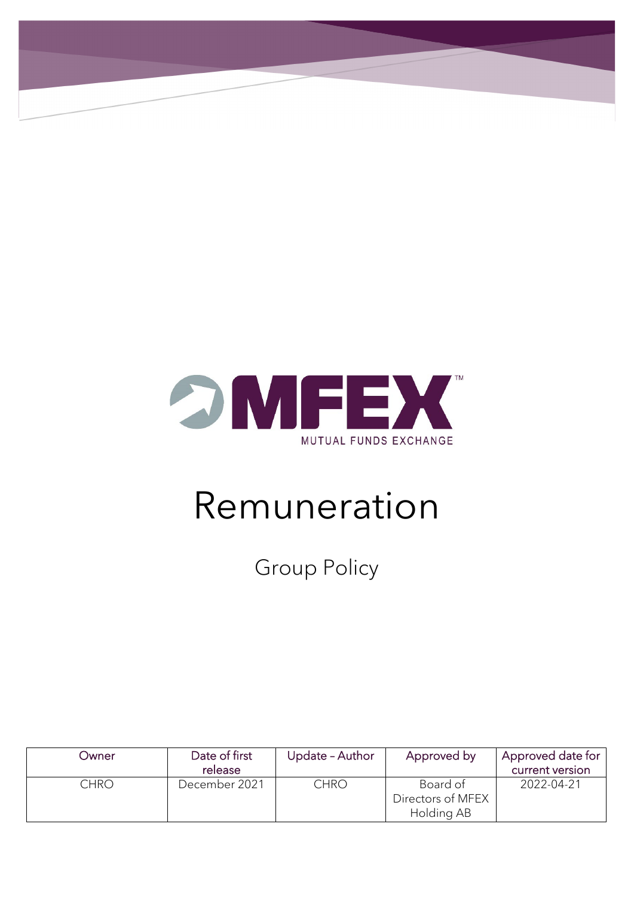MFEX

MUTUAL FUNDS EXCHANGE

# Remuneration

## Group Policy

| Owner | Date of first release | Update – Author | Approved by | Approved date for current version |
| --- | --- | --- | --- | --- |
| CHRO | December 2021 | CHRO | Board of Directors of MFEX Holding AB | 2022-04-21 |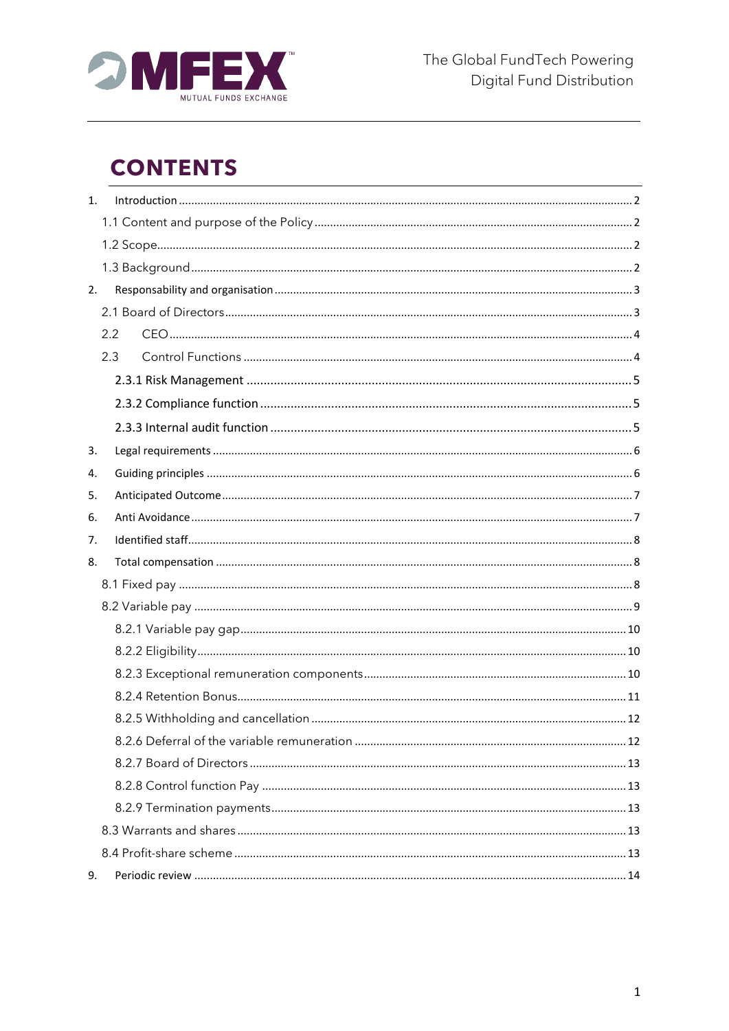# CONTENTS

1. Introduction ..... 2
   - 1.1 Content and purpose of the Policy ..... 2
   - 1.2 Scope ..... 2
   - 1.3 Background ..... 2
2. Responsability and organisation ..... 3
   - 2.1 Board of Directors ..... 3
   - 2.2 CEO ..... 4
   - 2.3 Control Functions ..... 4
     - 2.3.1 Risk Management ..... 5
     - 2.3.2 Compliance function ..... 5
     - 2.3.3 Internal audit function ..... 5
3. Legal requirements ..... 6
4. Guiding principles ..... 6
5. Anticipated Outcome ..... 7
6. Anti Avoidance ..... 7
7. Identified staff ..... 8
8. Total compensation ..... 8
   - 8.1 Fixed pay ..... 8
   - 8.2 Variable pay ..... 9
     - 8.2.1 Variable pay gap ..... 10
     - 8.2.2 Eligibility ..... 10
     - 8.2.3 Exceptional remuneration components ..... 10
     - 8.2.4 Retention Bonus ..... 11
     - 8.2.5 Withholding and cancellation ..... 12
     - 8.2.6 Deferral of the variable remuneration ..... 12
     - 8.2.7 Board of Directors ..... 13
     - 8.2.8 Control function Pay ..... 13
     - 8.2.9 Termination payments ..... 13
   - 8.3 Warrants and shares ..... 13
   - 8.4 Profit-share scheme ..... 13
9. Periodic review ..... 14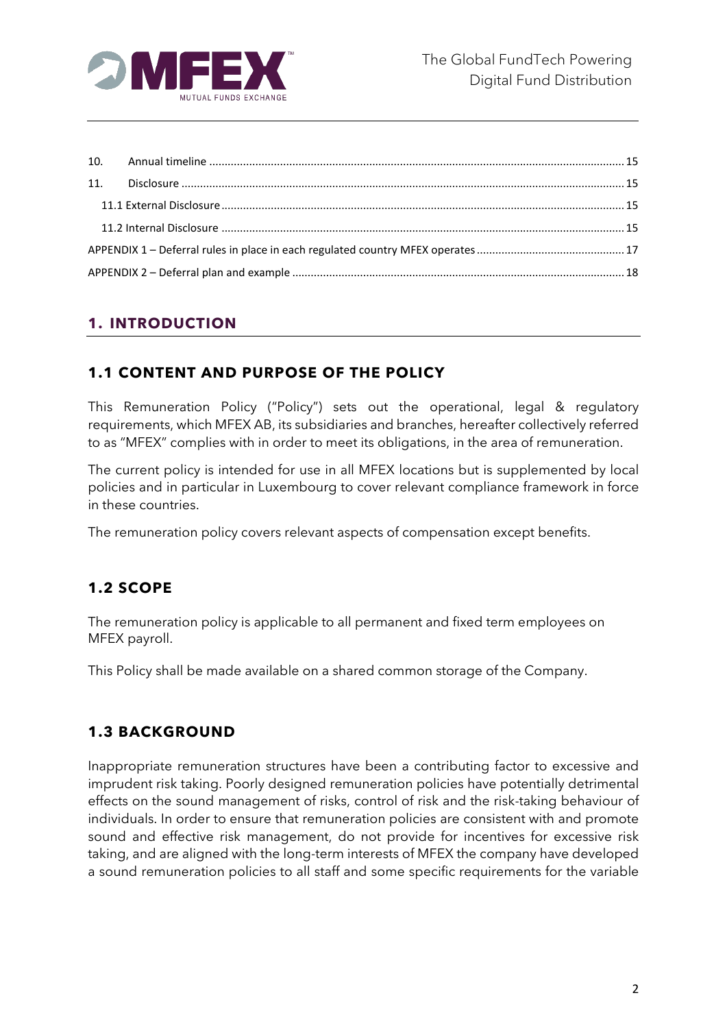| | | |
|---|---|---|
| 10. | Annual timeline | 15 |
| 11. | Disclosure | 15 |
| | 11.1 External Disclosure | 15 |
| | 11.2 Internal Disclosure | 15 |
| | APPENDIX 1 – Deferral rules in place in each regulated country MFEX operates | 17 |
| | APPENDIX 2 – Deferral plan and example | 18 |

# 1. INTRODUCTION

## 1.1 CONTENT AND PURPOSE OF THE POLICY

This Remuneration Policy ("Policy") sets out the operational, legal & regulatory requirements, which MFEX AB, its subsidiaries and branches, hereafter collectively referred to as "MFEX" complies with in order to meet its obligations, in the area of remuneration.

The current policy is intended for use in all MFEX locations but is supplemented by local policies and in particular in Luxembourg to cover relevant compliance framework in force in these countries.

The remuneration policy covers relevant aspects of compensation except benefits.

## 1.2 SCOPE

The remuneration policy is applicable to all permanent and fixed term employees on MFEX payroll.

This Policy shall be made available on a shared common storage of the Company.

## 1.3 BACKGROUND

Inappropriate remuneration structures have been a contributing factor to excessive and imprudent risk taking. Poorly designed remuneration policies have potentially detrimental effects on the sound management of risks, control of risk and the risk-taking behaviour of individuals. In order to ensure that remuneration policies are consistent with and promote sound and effective risk management, do not provide for incentives for excessive risk taking, and are aligned with the long-term interests of MFEX the company have developed a sound remuneration policies to all staff and some specific requirements for the variable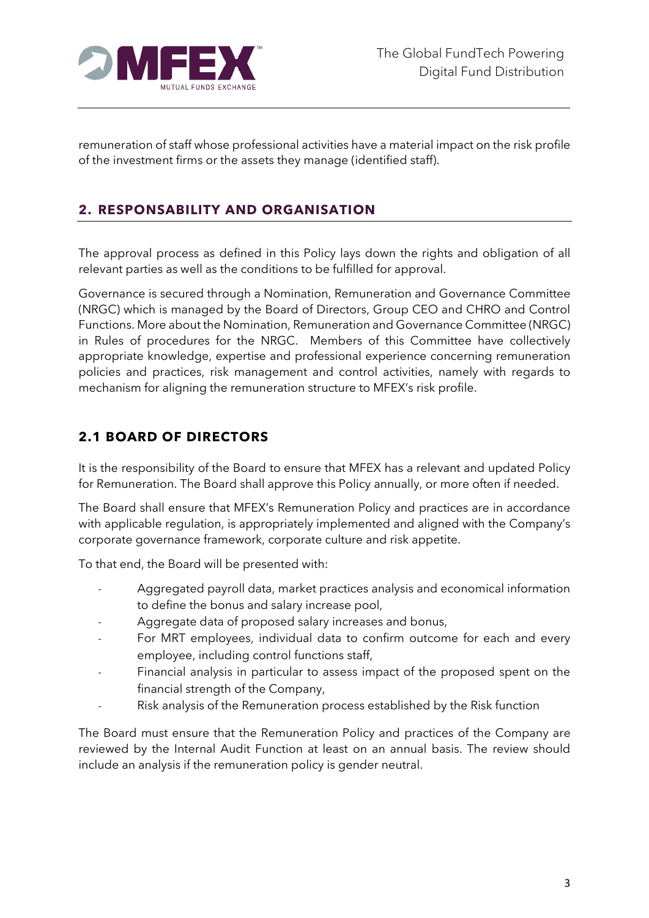remuneration of staff whose professional activities have a material impact on the risk profile of the investment firms or the assets they manage (identified staff).

## 2. RESPONSABILITY AND ORGANISATION

The approval process as defined in this Policy lays down the rights and obligation of all relevant parties as well as the conditions to be fulfilled for approval.

Governance is secured through a Nomination, Remuneration and Governance Committee (NRGC) which is managed by the Board of Directors, Group CEO and CHRO and Control Functions. More about the Nomination, Remuneration and Governance Committee (NRGC) in Rules of procedures for the NRGC. Members of this Committee have collectively appropriate knowledge, expertise and professional experience concerning remuneration policies and practices, risk management and control activities, namely with regards to mechanism for aligning the remuneration structure to MFEX's risk profile.

### 2.1 BOARD OF DIRECTORS

It is the responsibility of the Board to ensure that MFEX has a relevant and updated Policy for Remuneration. The Board shall approve this Policy annually, or more often if needed.

The Board shall ensure that MFEX's Remuneration Policy and practices are in accordance with applicable regulation, is appropriately implemented and aligned with the Company's corporate governance framework, corporate culture and risk appetite.

To that end, the Board will be presented with:

- Aggregated payroll data, market practices analysis and economical information to define the bonus and salary increase pool,
- Aggregate data of proposed salary increases and bonus,
- For MRT employees, individual data to confirm outcome for each and every employee, including control functions staff,
- Financial analysis in particular to assess impact of the proposed spent on the financial strength of the Company,
- Risk analysis of the Remuneration process established by the Risk function

The Board must ensure that the Remuneration Policy and practices of the Company are reviewed by the Internal Audit Function at least on an annual basis. The review should include an analysis if the remuneration policy is gender neutral.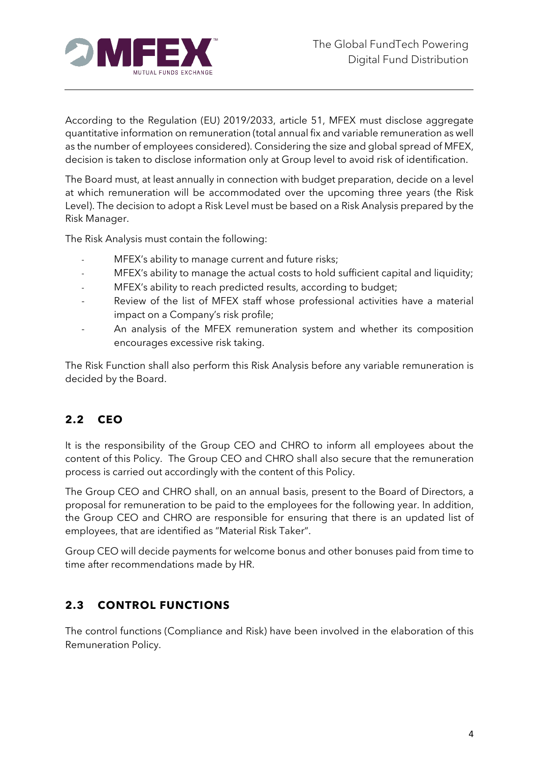According to the Regulation (EU) 2019/2033, article 51, MFEX must disclose aggregate quantitative information on remuneration (total annual fix and variable remuneration as well as the number of employees considered). Considering the size and global spread of MFEX, decision is taken to disclose information only at Group level to avoid risk of identification.

The Board must, at least annually in connection with budget preparation, decide on a level at which remuneration will be accommodated over the upcoming three years (the Risk Level). The decision to adopt a Risk Level must be based on a Risk Analysis prepared by the Risk Manager.

The Risk Analysis must contain the following:

- MFEX's ability to manage current and future risks;
- MFEX's ability to manage the actual costs to hold sufficient capital and liquidity;
- MFEX's ability to reach predicted results, according to budget;
- Review of the list of MFEX staff whose professional activities have a material impact on a Company's risk profile;
- An analysis of the MFEX remuneration system and whether its composition encourages excessive risk taking.

The Risk Function shall also perform this Risk Analysis before any variable remuneration is decided by the Board.

## 2.2 CEO

It is the responsibility of the Group CEO and CHRO to inform all employees about the content of this Policy. The Group CEO and CHRO shall also secure that the remuneration process is carried out accordingly with the content of this Policy.

The Group CEO and CHRO shall, on an annual basis, present to the Board of Directors, a proposal for remuneration to be paid to the employees for the following year. In addition, the Group CEO and CHRO are responsible for ensuring that there is an updated list of employees, that are identified as "Material Risk Taker".

Group CEO will decide payments for welcome bonus and other bonuses paid from time to time after recommendations made by HR.

## 2.3 CONTROL FUNCTIONS

The control functions (Compliance and Risk) have been involved in the elaboration of this Remuneration Policy.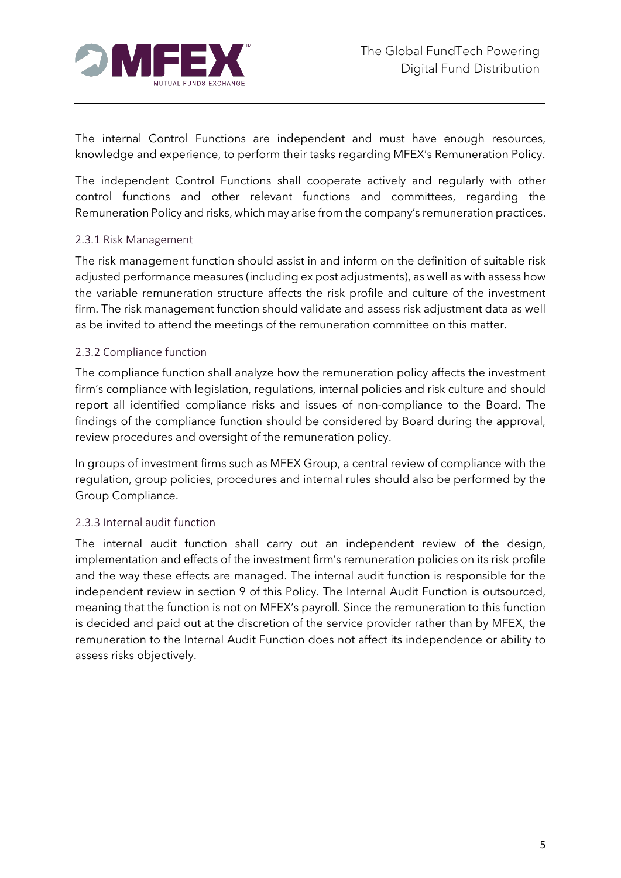The internal Control Functions are independent and must have enough resources, knowledge and experience, to perform their tasks regarding MFEX's Remuneration Policy.

The independent Control Functions shall cooperate actively and regularly with other control functions and other relevant functions and committees, regarding the Remuneration Policy and risks, which may arise from the company's remuneration practices.

### 2.3.1 Risk Management

The risk management function should assist in and inform on the definition of suitable risk adjusted performance measures (including ex post adjustments), as well as with assess how the variable remuneration structure affects the risk profile and culture of the investment firm. The risk management function should validate and assess risk adjustment data as well as be invited to attend the meetings of the remuneration committee on this matter.

### 2.3.2 Compliance function

The compliance function shall analyze how the remuneration policy affects the investment firm's compliance with legislation, regulations, internal policies and risk culture and should report all identified compliance risks and issues of non-compliance to the Board. The findings of the compliance function should be considered by Board during the approval, review procedures and oversight of the remuneration policy.

In groups of investment firms such as MFEX Group, a central review of compliance with the regulation, group policies, procedures and internal rules should also be performed by the Group Compliance.

### 2.3.3 Internal audit function

The internal audit function shall carry out an independent review of the design, implementation and effects of the investment firm's remuneration policies on its risk profile and the way these effects are managed. The internal audit function is responsible for the independent review in section 9 of this Policy. The Internal Audit Function is outsourced, meaning that the function is not on MFEX's payroll. Since the remuneration to this function is decided and paid out at the discretion of the service provider rather than by MFEX, the remuneration to the Internal Audit Function does not affect its independence or ability to assess risks objectively.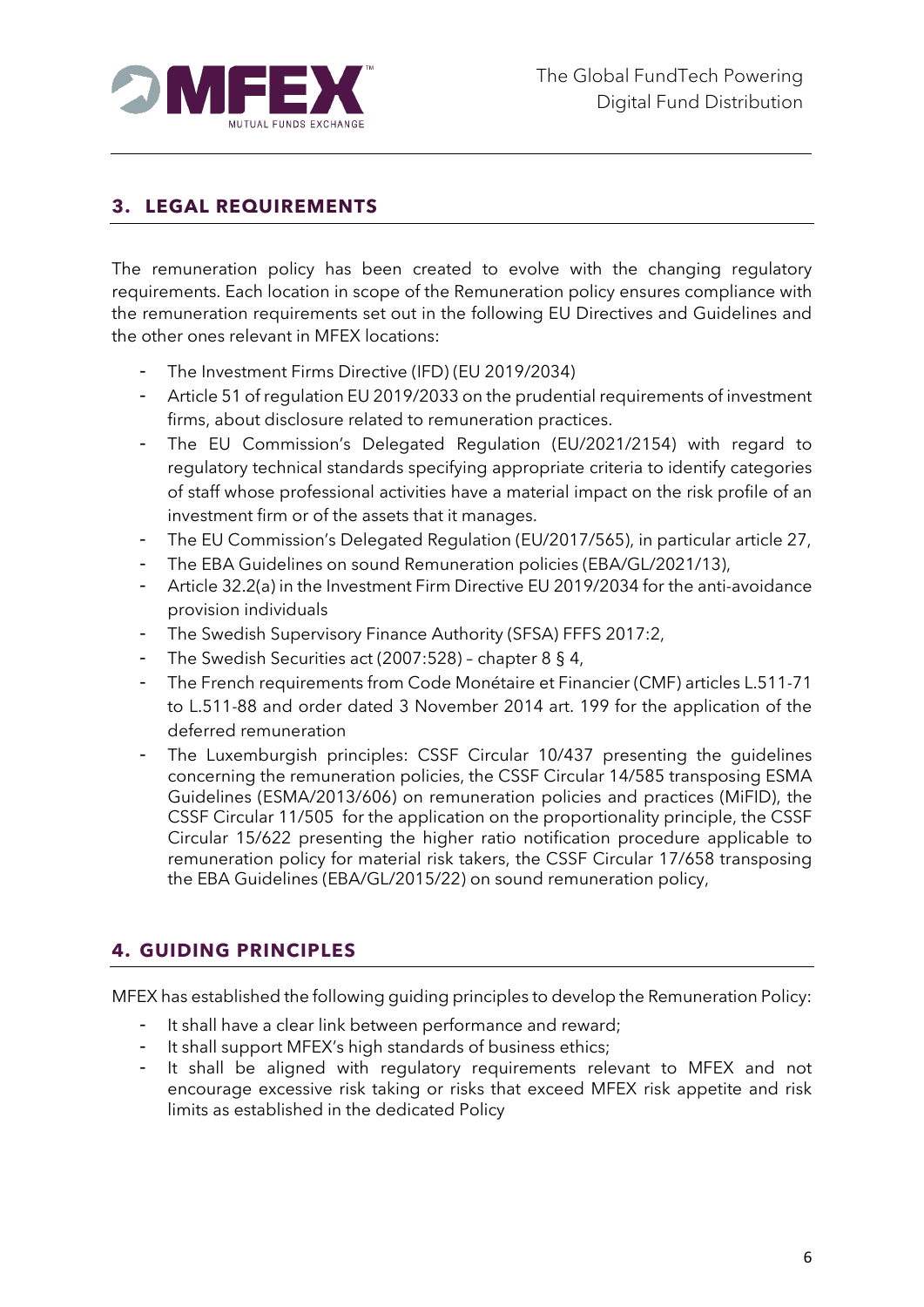## 3. LEGAL REQUIREMENTS

The remuneration policy has been created to evolve with the changing regulatory requirements. Each location in scope of the Remuneration policy ensures compliance with the remuneration requirements set out in the following EU Directives and Guidelines and the other ones relevant in MFEX locations:

- The Investment Firms Directive (IFD) (EU 2019/2034)
- Article 51 of regulation EU 2019/2033 on the prudential requirements of investment firms, about disclosure related to remuneration practices.
- The EU Commission's Delegated Regulation (EU/2021/2154) with regard to regulatory technical standards specifying appropriate criteria to identify categories of staff whose professional activities have a material impact on the risk profile of an investment firm or of the assets that it manages.
- The EU Commission's Delegated Regulation (EU/2017/565), in particular article 27,
- The EBA Guidelines on sound Remuneration policies (EBA/GL/2021/13),
- Article 32.2(a) in the Investment Firm Directive EU 2019/2034 for the anti-avoidance provision individuals
- The Swedish Supervisory Finance Authority (SFSA) FFFS 2017:2,
- The Swedish Securities act (2007:528) – chapter 8 § 4,
- The French requirements from Code Monétaire et Financier (CMF) articles L.511-71 to L.511-88 and order dated 3 November 2014 art. 199 for the application of the deferred remuneration
- The Luxemburgish principles: CSSF Circular 10/437 presenting the guidelines concerning the remuneration policies, the CSSF Circular 14/585 transposing ESMA Guidelines (ESMA/2013/606) on remuneration policies and practices (MiFID), the CSSF Circular 11/505 for the application on the proportionality principle, the CSSF Circular 15/622 presenting the higher ratio notification procedure applicable to remuneration policy for material risk takers, the CSSF Circular 17/658 transposing the EBA Guidelines (EBA/GL/2015/22) on sound remuneration policy,

## 4. GUIDING PRINCIPLES

MFEX has established the following guiding principles to develop the Remuneration Policy:

- It shall have a clear link between performance and reward;
- It shall support MFEX's high standards of business ethics;
- It shall be aligned with regulatory requirements relevant to MFEX and not encourage excessive risk taking or risks that exceed MFEX risk appetite and risk limits as established in the dedicated Policy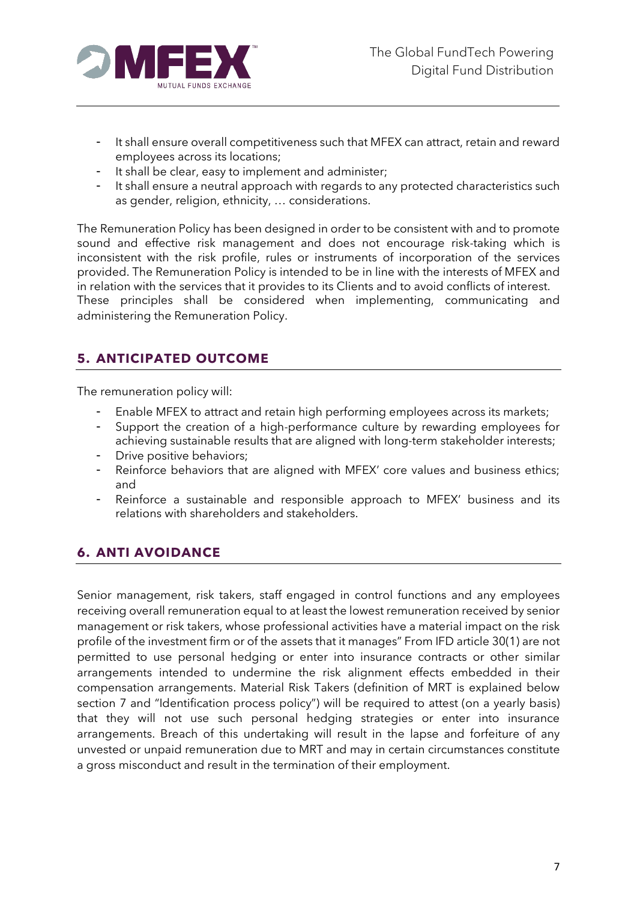- It shall ensure overall competitiveness such that MFEX can attract, retain and reward employees across its locations;
- It shall be clear, easy to implement and administer;
- It shall ensure a neutral approach with regards to any protected characteristics such as gender, religion, ethnicity, … considerations.

The Remuneration Policy has been designed in order to be consistent with and to promote sound and effective risk management and does not encourage risk-taking which is inconsistent with the risk profile, rules or instruments of incorporation of the services provided. The Remuneration Policy is intended to be in line with the interests of MFEX and in relation with the services that it provides to its Clients and to avoid conflicts of interest. These principles shall be considered when implementing, communicating and administering the Remuneration Policy.

## 5. ANTICIPATED OUTCOME

The remuneration policy will:

- Enable MFEX to attract and retain high performing employees across its markets;
- Support the creation of a high-performance culture by rewarding employees for achieving sustainable results that are aligned with long-term stakeholder interests;
- Drive positive behaviors;
- Reinforce behaviors that are aligned with MFEX' core values and business ethics; and
- Reinforce a sustainable and responsible approach to MFEX' business and its relations with shareholders and stakeholders.

## 6. ANTI AVOIDANCE

Senior management, risk takers, staff engaged in control functions and any employees receiving overall remuneration equal to at least the lowest remuneration received by senior management or risk takers, whose professional activities have a material impact on the risk profile of the investment firm or of the assets that it manages" From IFD article 30(1) are not permitted to use personal hedging or enter into insurance contracts or other similar arrangements intended to undermine the risk alignment effects embedded in their compensation arrangements. Material Risk Takers (definition of MRT is explained below section 7 and "Identification process policy") will be required to attest (on a yearly basis) that they will not use such personal hedging strategies or enter into insurance arrangements. Breach of this undertaking will result in the lapse and forfeiture of any unvested or unpaid remuneration due to MRT and may in certain circumstances constitute a gross misconduct and result in the termination of their employment.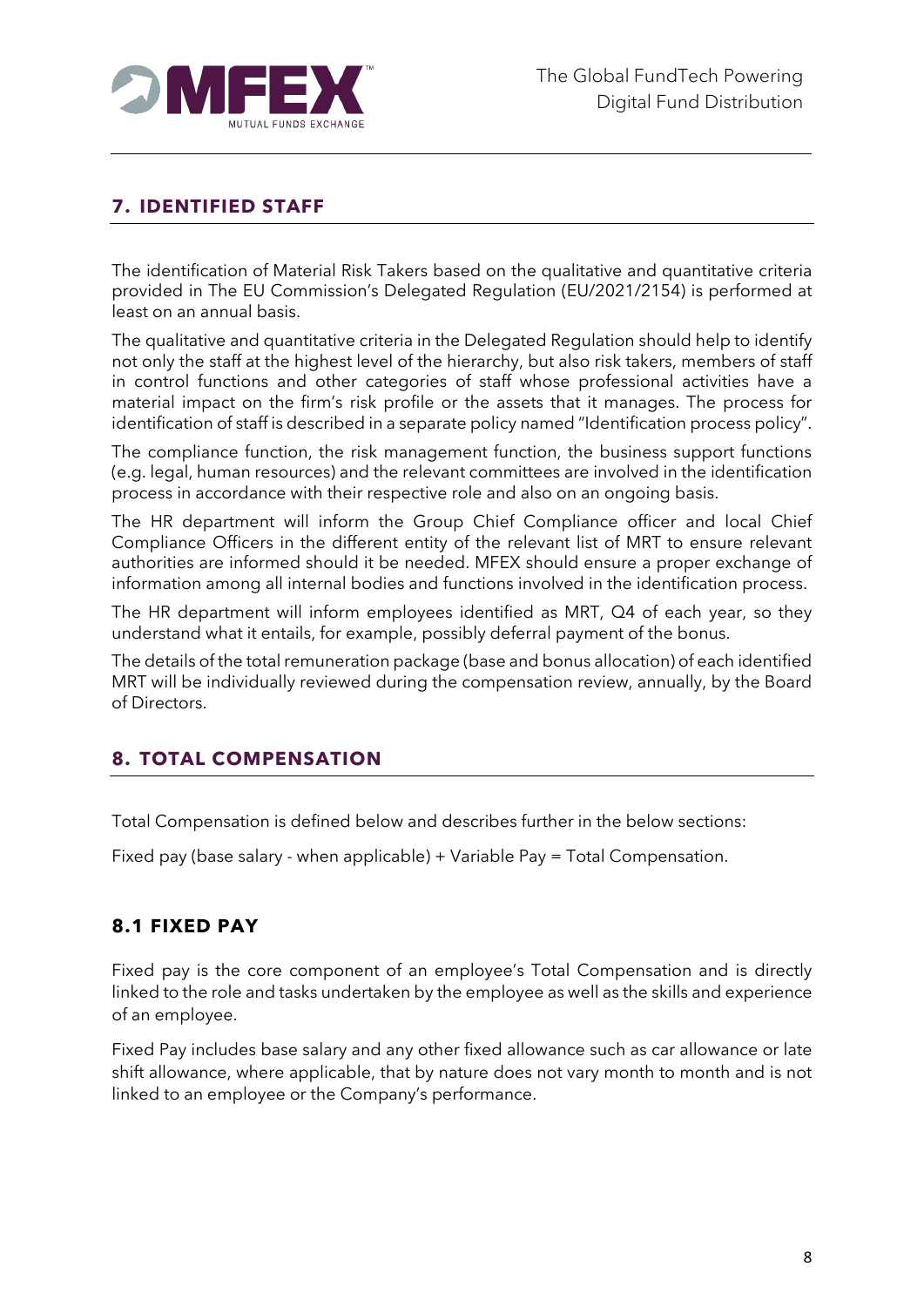## 7. IDENTIFIED STAFF

The identification of Material Risk Takers based on the qualitative and quantitative criteria provided in The EU Commission's Delegated Regulation (EU/2021/2154) is performed at least on an annual basis.

The qualitative and quantitative criteria in the Delegated Regulation should help to identify not only the staff at the highest level of the hierarchy, but also risk takers, members of staff in control functions and other categories of staff whose professional activities have a material impact on the firm's risk profile or the assets that it manages. The process for identification of staff is described in a separate policy named "Identification process policy".

The compliance function, the risk management function, the business support functions (e.g. legal, human resources) and the relevant committees are involved in the identification process in accordance with their respective role and also on an ongoing basis.

The HR department will inform the Group Chief Compliance officer and local Chief Compliance Officers in the different entity of the relevant list of MRT to ensure relevant authorities are informed should it be needed. MFEX should ensure a proper exchange of information among all internal bodies and functions involved in the identification process.

The HR department will inform employees identified as MRT, Q4 of each year, so they understand what it entails, for example, possibly deferral payment of the bonus.

The details of the total remuneration package (base and bonus allocation) of each identified MRT will be individually reviewed during the compensation review, annually, by the Board of Directors.

## 8. TOTAL COMPENSATION

Total Compensation is defined below and describes further in the below sections:

Fixed pay (base salary - when applicable) + Variable Pay = Total Compensation.

### 8.1 FIXED PAY

Fixed pay is the core component of an employee's Total Compensation and is directly linked to the role and tasks undertaken by the employee as well as the skills and experience of an employee.

Fixed Pay includes base salary and any other fixed allowance such as car allowance or late shift allowance, where applicable, that by nature does not vary month to month and is not linked to an employee or the Company's performance.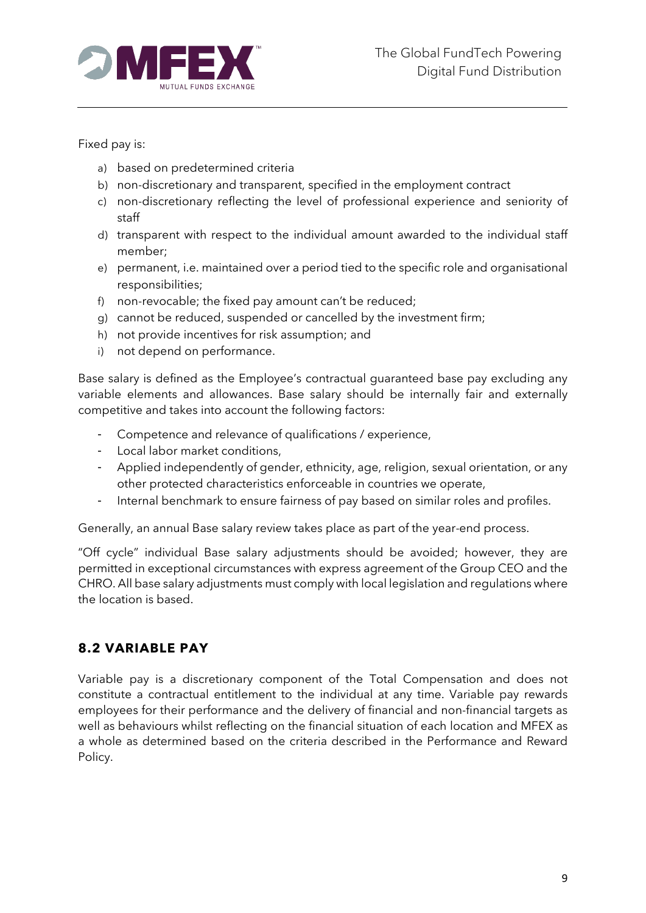Fixed pay is:

a) based on predetermined criteria
b) non-discretionary and transparent, specified in the employment contract
c) non-discretionary reflecting the level of professional experience and seniority of staff
d) transparent with respect to the individual amount awarded to the individual staff member;
e) permanent, i.e. maintained over a period tied to the specific role and organisational responsibilities;
f) non-revocable; the fixed pay amount can't be reduced;
g) cannot be reduced, suspended or cancelled by the investment firm;
h) not provide incentives for risk assumption; and
i) not depend on performance.

Base salary is defined as the Employee's contractual guaranteed base pay excluding any variable elements and allowances. Base salary should be internally fair and externally competitive and takes into account the following factors:

- Competence and relevance of qualifications / experience,
- Local labor market conditions,
- Applied independently of gender, ethnicity, age, religion, sexual orientation, or any other protected characteristics enforceable in countries we operate,
- Internal benchmark to ensure fairness of pay based on similar roles and profiles.

Generally, an annual Base salary review takes place as part of the year-end process.

"Off cycle" individual Base salary adjustments should be avoided; however, they are permitted in exceptional circumstances with express agreement of the Group CEO and the CHRO. All base salary adjustments must comply with local legislation and regulations where the location is based.

## 8.2 VARIABLE PAY

Variable pay is a discretionary component of the Total Compensation and does not constitute a contractual entitlement to the individual at any time. Variable pay rewards employees for their performance and the delivery of financial and non-financial targets as well as behaviours whilst reflecting on the financial situation of each location and MFEX as a whole as determined based on the criteria described in the Performance and Reward Policy.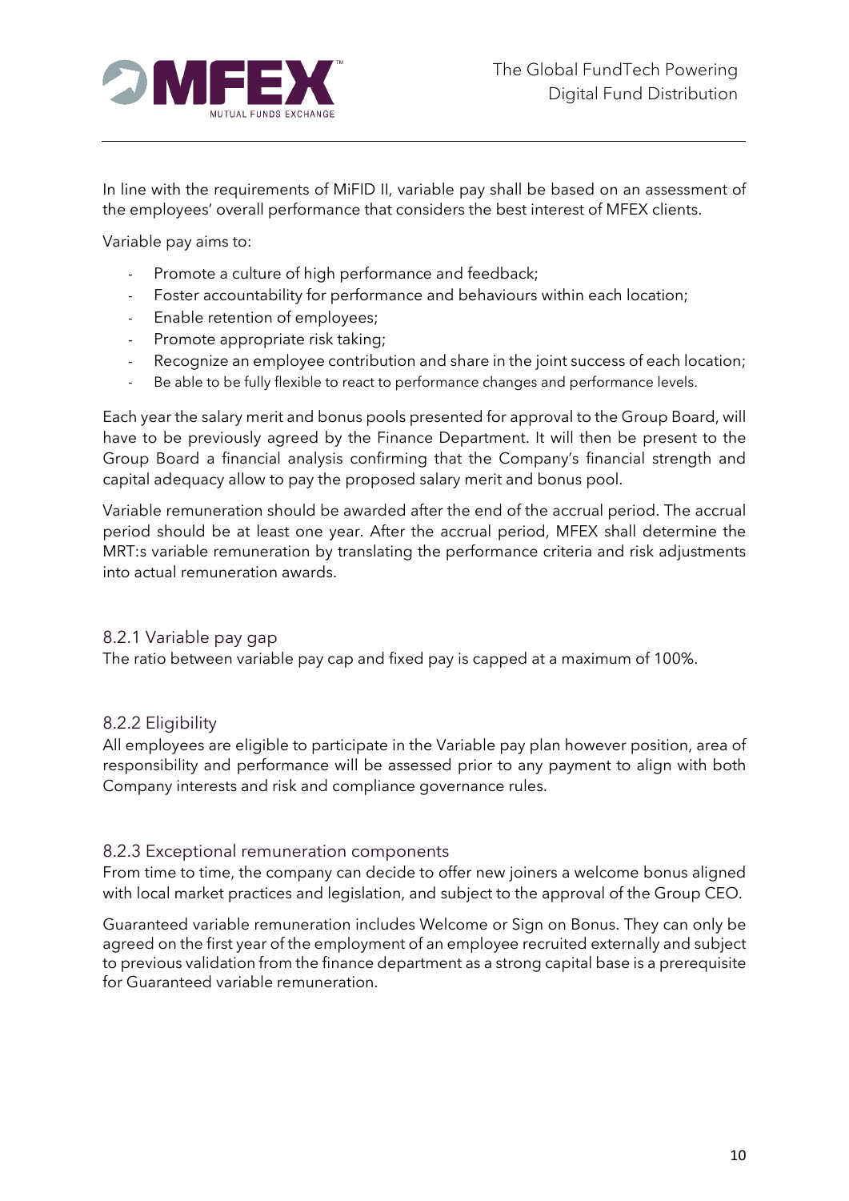In line with the requirements of MiFID II, variable pay shall be based on an assessment of the employees' overall performance that considers the best interest of MFEX clients.

Variable pay aims to:

- Promote a culture of high performance and feedback;
- Foster accountability for performance and behaviours within each location;
- Enable retention of employees;
- Promote appropriate risk taking;
- Recognize an employee contribution and share in the joint success of each location;
- Be able to be fully flexible to react to performance changes and performance levels.

Each year the salary merit and bonus pools presented for approval to the Group Board, will have to be previously agreed by the Finance Department. It will then be present to the Group Board a financial analysis confirming that the Company's financial strength and capital adequacy allow to pay the proposed salary merit and bonus pool.

Variable remuneration should be awarded after the end of the accrual period. The accrual period should be at least one year. After the accrual period, MFEX shall determine the MRT:s variable remuneration by translating the performance criteria and risk adjustments into actual remuneration awards.

### 8.2.1 Variable pay gap

The ratio between variable pay cap and fixed pay is capped at a maximum of 100%.

### 8.2.2 Eligibility

All employees are eligible to participate in the Variable pay plan however position, area of responsibility and performance will be assessed prior to any payment to align with both Company interests and risk and compliance governance rules.

### 8.2.3 Exceptional remuneration components

From time to time, the company can decide to offer new joiners a welcome bonus aligned with local market practices and legislation, and subject to the approval of the Group CEO.

Guaranteed variable remuneration includes Welcome or Sign on Bonus. They can only be agreed on the first year of the employment of an employee recruited externally and subject to previous validation from the finance department as a strong capital base is a prerequisite for Guaranteed variable remuneration.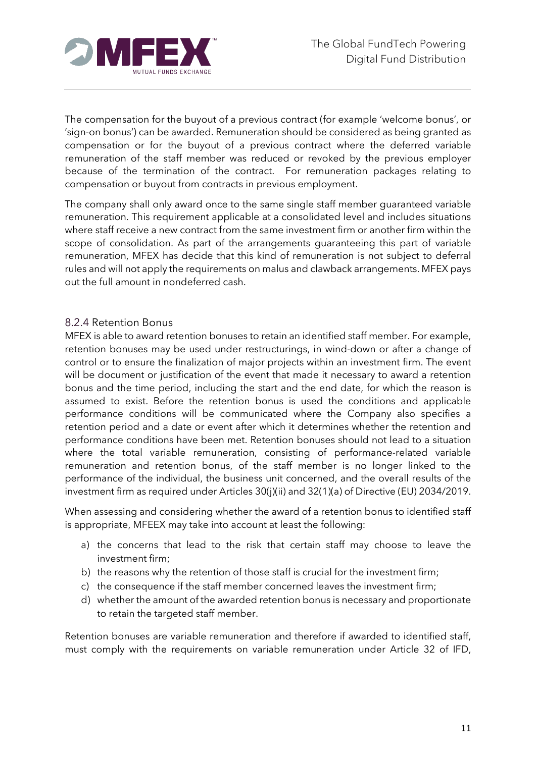The compensation for the buyout of a previous contract (for example 'welcome bonus', or 'sign-on bonus') can be awarded. Remuneration should be considered as being granted as compensation or for the buyout of a previous contract where the deferred variable remuneration of the staff member was reduced or revoked by the previous employer because of the termination of the contract. For remuneration packages relating to compensation or buyout from contracts in previous employment.

The company shall only award once to the same single staff member guaranteed variable remuneration. This requirement applicable at a consolidated level and includes situations where staff receive a new contract from the same investment firm or another firm within the scope of consolidation. As part of the arrangements guaranteeing this part of variable remuneration, MFEX has decide that this kind of remuneration is not subject to deferral rules and will not apply the requirements on malus and clawback arrangements. MFEX pays out the full amount in nondeferred cash.

### 8.2.4 Retention Bonus

MFEX is able to award retention bonuses to retain an identified staff member. For example, retention bonuses may be used under restructurings, in wind-down or after a change of control or to ensure the finalization of major projects within an investment firm. The event will be document or justification of the event that made it necessary to award a retention bonus and the time period, including the start and the end date, for which the reason is assumed to exist. Before the retention bonus is used the conditions and applicable performance conditions will be communicated where the Company also specifies a retention period and a date or event after which it determines whether the retention and performance conditions have been met. Retention bonuses should not lead to a situation where the total variable remuneration, consisting of performance-related variable remuneration and retention bonus, of the staff member is no longer linked to the performance of the individual, the business unit concerned, and the overall results of the investment firm as required under Articles 30(j)(ii) and 32(1)(a) of Directive (EU) 2034/2019.

When assessing and considering whether the award of a retention bonus to identified staff is appropriate, MFEEX may take into account at least the following:

a) the concerns that lead to the risk that certain staff may choose to leave the investment firm;
b) the reasons why the retention of those staff is crucial for the investment firm;
c) the consequence if the staff member concerned leaves the investment firm;
d) whether the amount of the awarded retention bonus is necessary and proportionate to retain the targeted staff member.

Retention bonuses are variable remuneration and therefore if awarded to identified staff, must comply with the requirements on variable remuneration under Article 32 of IFD,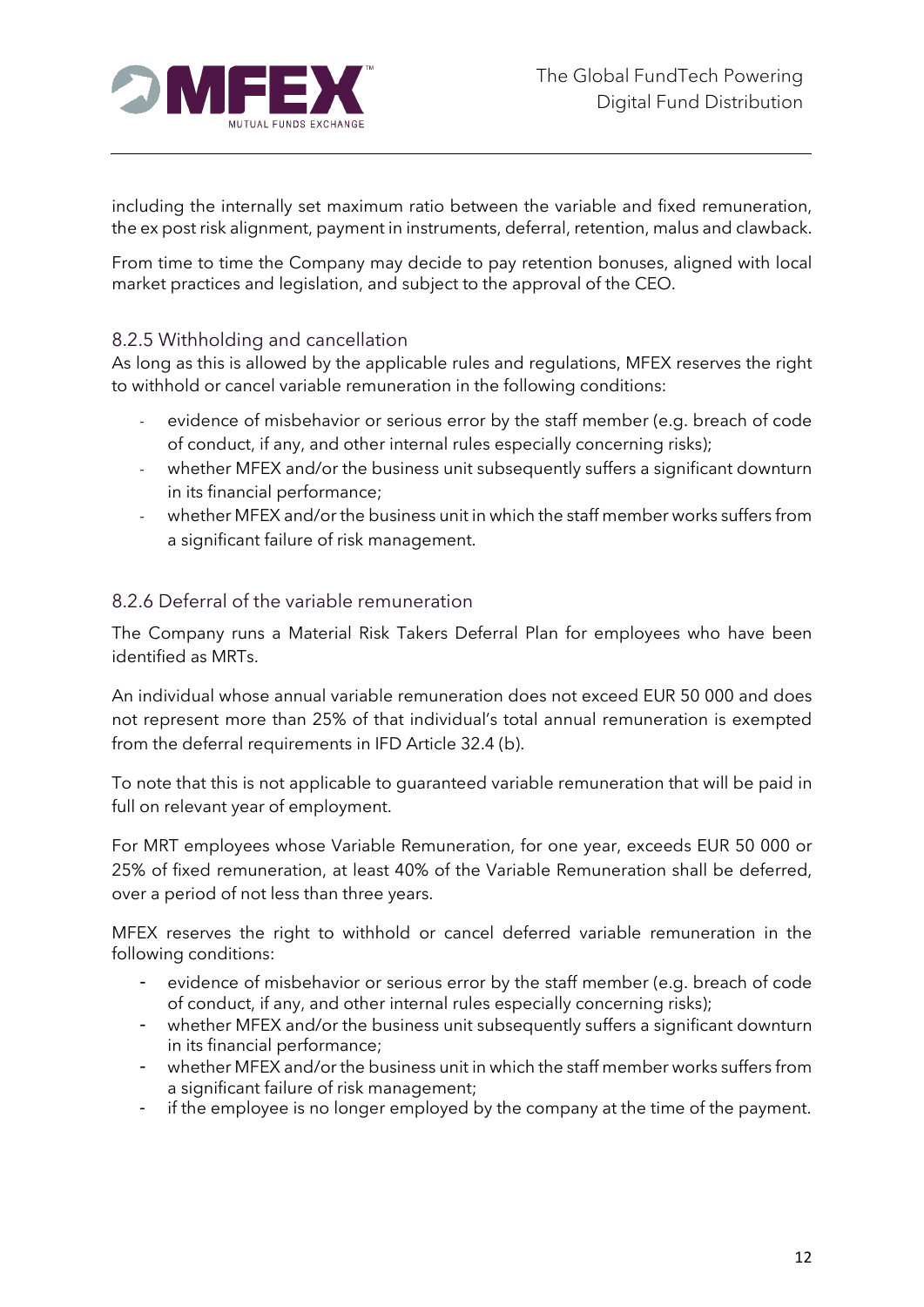including the internally set maximum ratio between the variable and fixed remuneration, the ex post risk alignment, payment in instruments, deferral, retention, malus and clawback.

From time to time the Company may decide to pay retention bonuses, aligned with local market practices and legislation, and subject to the approval of the CEO.

### 8.2.5 Withholding and cancellation

As long as this is allowed by the applicable rules and regulations, MFEX reserves the right to withhold or cancel variable remuneration in the following conditions:

- evidence of misbehavior or serious error by the staff member (e.g. breach of code of conduct, if any, and other internal rules especially concerning risks);
- whether MFEX and/or the business unit subsequently suffers a significant downturn in its financial performance;
- whether MFEX and/or the business unit in which the staff member works suffers from a significant failure of risk management.

### 8.2.6 Deferral of the variable remuneration

The Company runs a Material Risk Takers Deferral Plan for employees who have been identified as MRTs.

An individual whose annual variable remuneration does not exceed EUR 50 000 and does not represent more than 25% of that individual's total annual remuneration is exempted from the deferral requirements in IFD Article 32.4 (b).

To note that this is not applicable to guaranteed variable remuneration that will be paid in full on relevant year of employment.

For MRT employees whose Variable Remuneration, for one year, exceeds EUR 50 000 or 25% of fixed remuneration, at least 40% of the Variable Remuneration shall be deferred, over a period of not less than three years.

MFEX reserves the right to withhold or cancel deferred variable remuneration in the following conditions:

- evidence of misbehavior or serious error by the staff member (e.g. breach of code of conduct, if any, and other internal rules especially concerning risks);
- whether MFEX and/or the business unit subsequently suffers a significant downturn in its financial performance;
- whether MFEX and/or the business unit in which the staff member works suffers from a significant failure of risk management;
- if the employee is no longer employed by the company at the time of the payment.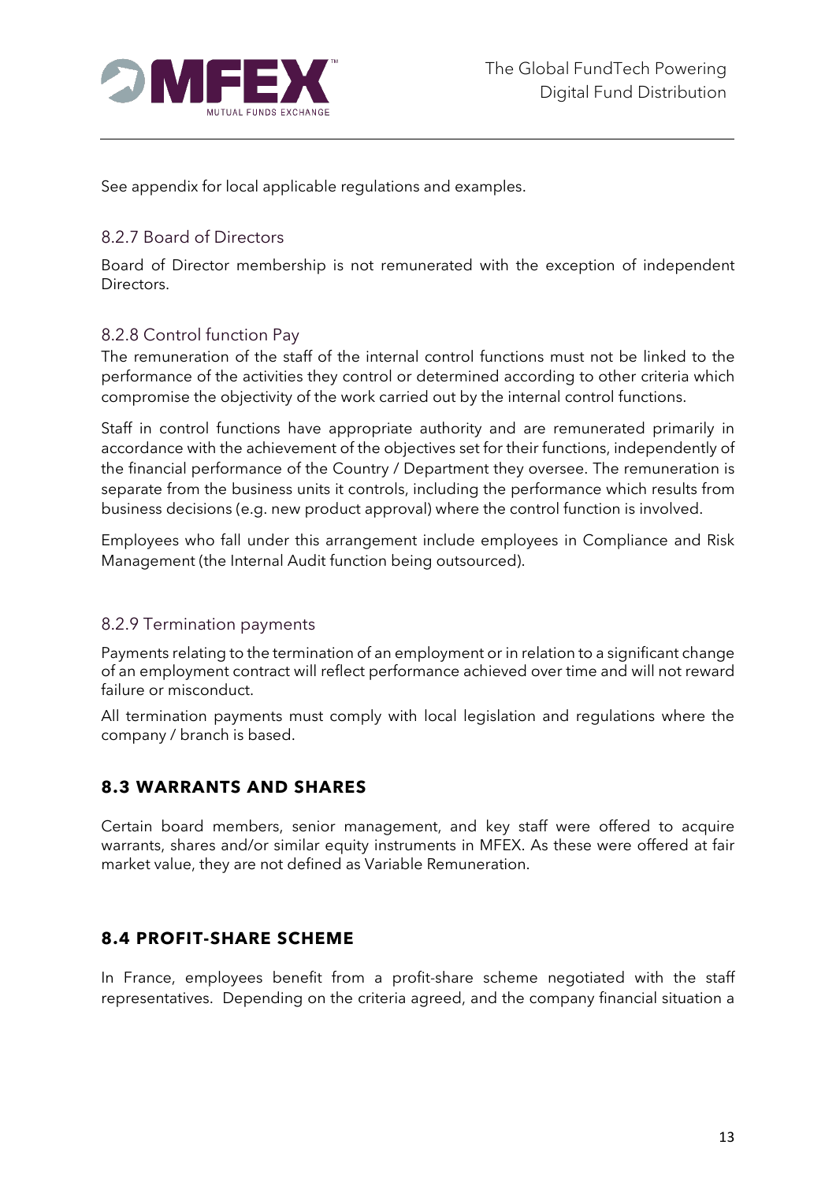See appendix for local applicable regulations and examples.

### 8.2.7 Board of Directors

Board of Director membership is not remunerated with the exception of independent Directors.

### 8.2.8 Control function Pay

The remuneration of the staff of the internal control functions must not be linked to the performance of the activities they control or determined according to other criteria which compromise the objectivity of the work carried out by the internal control functions.

Staff in control functions have appropriate authority and are remunerated primarily in accordance with the achievement of the objectives set for their functions, independently of the financial performance of the Country / Department they oversee. The remuneration is separate from the business units it controls, including the performance which results from business decisions (e.g. new product approval) where the control function is involved.

Employees who fall under this arrangement include employees in Compliance and Risk Management (the Internal Audit function being outsourced).

### 8.2.9 Termination payments

Payments relating to the termination of an employment or in relation to a significant change of an employment contract will reflect performance achieved over time and will not reward failure or misconduct.

All termination payments must comply with local legislation and regulations where the company / branch is based.

## 8.3 WARRANTS AND SHARES

Certain board members, senior management, and key staff were offered to acquire warrants, shares and/or similar equity instruments in MFEX. As these were offered at fair market value, they are not defined as Variable Remuneration.

## 8.4 PROFIT-SHARE SCHEME

In France, employees benefit from a profit-share scheme negotiated with the staff representatives. Depending on the criteria agreed, and the company financial situation a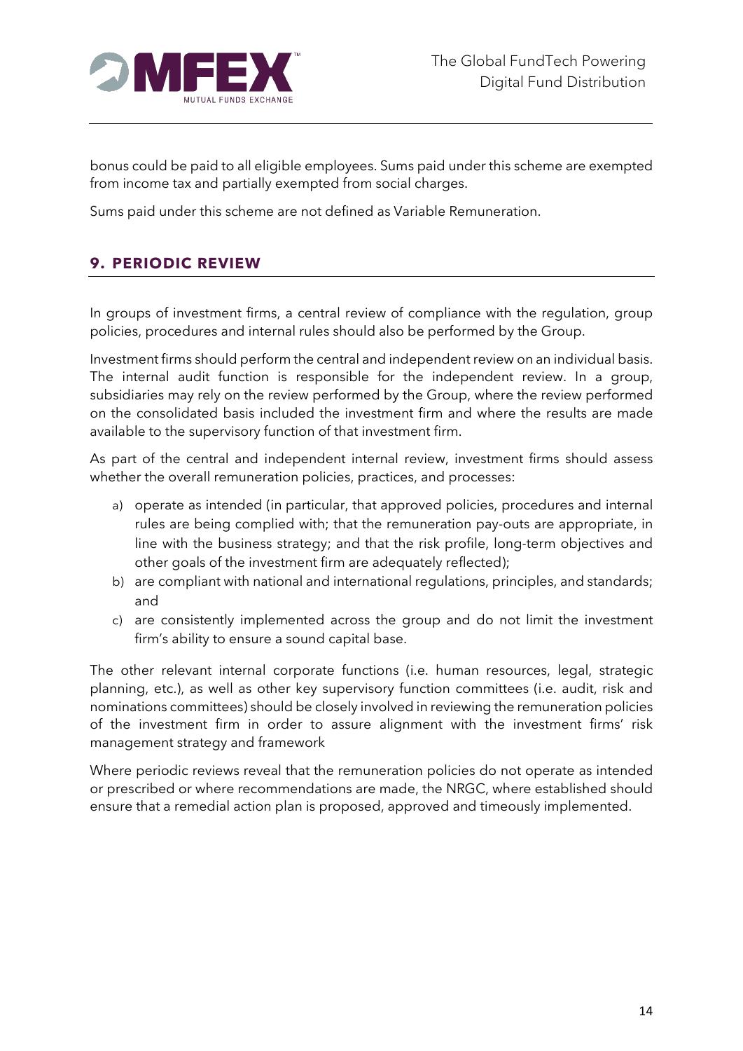bonus could be paid to all eligible employees. Sums paid under this scheme are exempted from income tax and partially exempted from social charges.

Sums paid under this scheme are not defined as Variable Remuneration.

## 9. PERIODIC REVIEW

In groups of investment firms, a central review of compliance with the regulation, group policies, procedures and internal rules should also be performed by the Group.

Investment firms should perform the central and independent review on an individual basis. The internal audit function is responsible for the independent review. In a group, subsidiaries may rely on the review performed by the Group, where the review performed on the consolidated basis included the investment firm and where the results are made available to the supervisory function of that investment firm.

As part of the central and independent internal review, investment firms should assess whether the overall remuneration policies, practices, and processes:

a) operate as intended (in particular, that approved policies, procedures and internal rules are being complied with; that the remuneration pay-outs are appropriate, in line with the business strategy; and that the risk profile, long-term objectives and other goals of the investment firm are adequately reflected);
b) are compliant with national and international regulations, principles, and standards; and
c) are consistently implemented across the group and do not limit the investment firm's ability to ensure a sound capital base.

The other relevant internal corporate functions (i.e. human resources, legal, strategic planning, etc.), as well as other key supervisory function committees (i.e. audit, risk and nominations committees) should be closely involved in reviewing the remuneration policies of the investment firm in order to assure alignment with the investment firms' risk management strategy and framework

Where periodic reviews reveal that the remuneration policies do not operate as intended or prescribed or where recommendations are made, the NRGC, where established should ensure that a remedial action plan is proposed, approved and timeously implemented.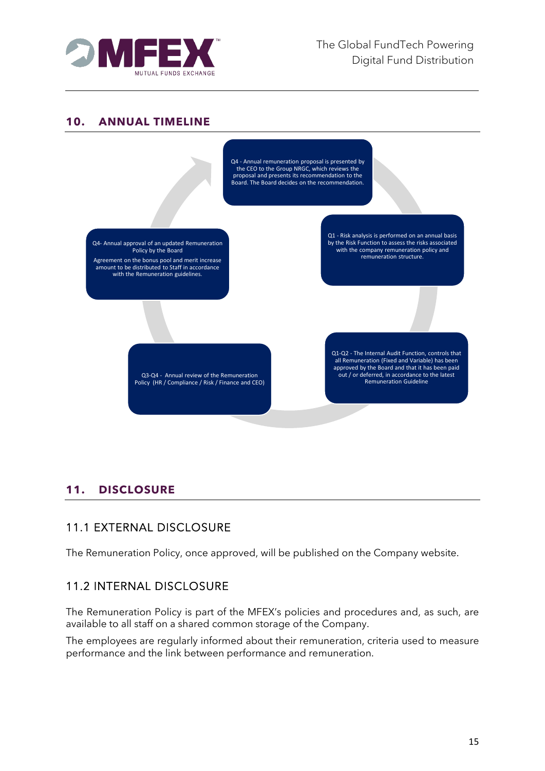## 10. ANNUAL TIMELINE

Q4 - Annual remuneration proposal is presented by the CEO to the Group NRGC, which reviews the proposal and presents its recommendation to the Board. The Board decides on the recommendation.

Q1 - Risk analysis is performed on an annual basis by the Risk Function to assess the risks associated with the company remuneration policy and remuneration structure.

Q1-Q2 - The Internal Audit Function, controls that all Remuneration (Fixed and Variable) has been approved by the Board and that it has been paid out / or deferred, in accordance to the latest Remuneration Guideline

Q3-Q4 - Annual review of the Remuneration Policy (HR / Compliance / Risk / Finance and CEO)

Q4- Annual approval of an updated Remuneration Policy by the Board

Agreement on the bonus pool and merit increase amount to be distributed to Staff in accordance with the Remuneration guidelines.

## 11. DISCLOSURE

### 11.1 EXTERNAL DISCLOSURE

The Remuneration Policy, once approved, will be published on the Company website.

### 11.2 INTERNAL DISCLOSURE

The Remuneration Policy is part of the MFEX's policies and procedures and, as such, are available to all staff on a shared common storage of the Company.

The employees are regularly informed about their remuneration, criteria used to measure performance and the link between performance and remuneration.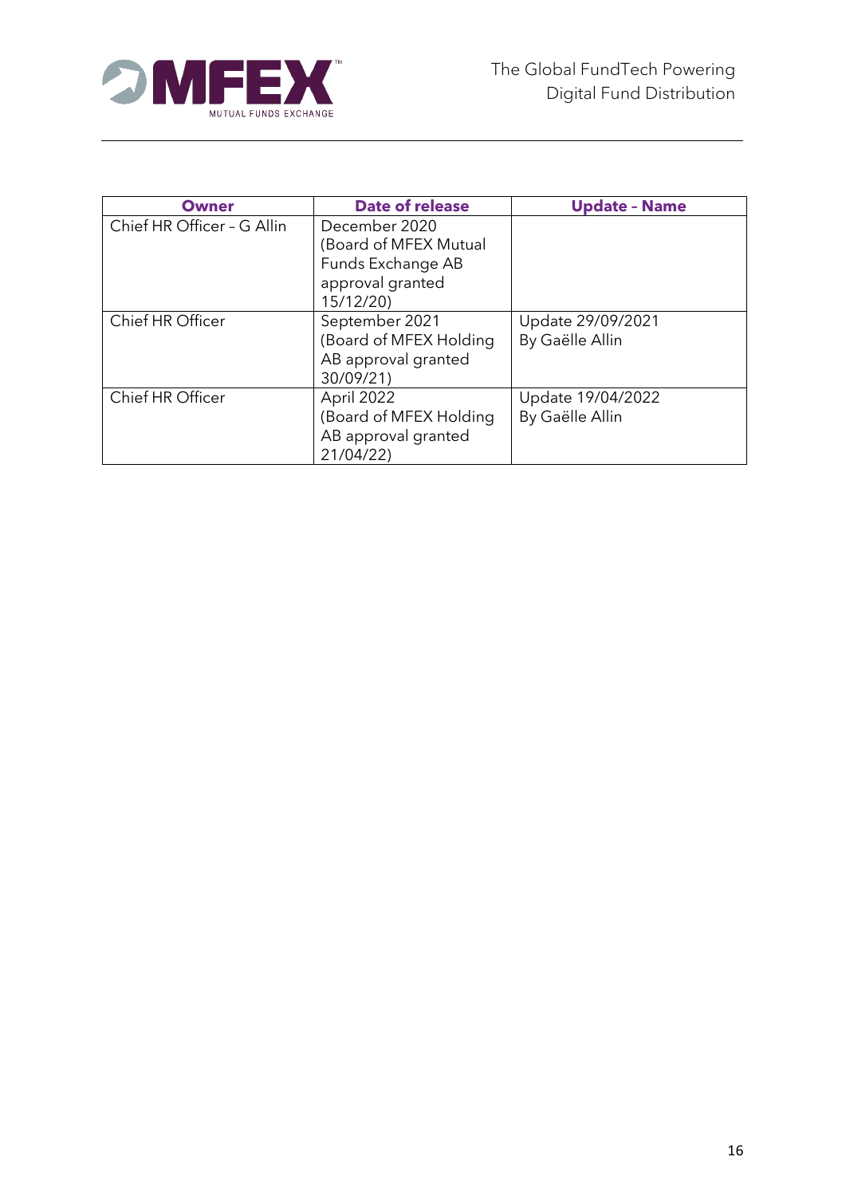| **Owner** | **Date of release** | **Update – Name** |
| --- | --- | --- |
| Chief HR Officer – G Allin | December 2020 (Board of MFEX Mutual Funds Exchange AB approval granted 15/12/20) | |
| Chief HR Officer | September 2021 (Board of MFEX Holding AB approval granted 30/09/21) | Update 29/09/2021 By Gaëlle Allin |
| Chief HR Officer | April 2022 (Board of MFEX Holding AB approval granted 21/04/22) | Update 19/04/2022 By Gaëlle Allin |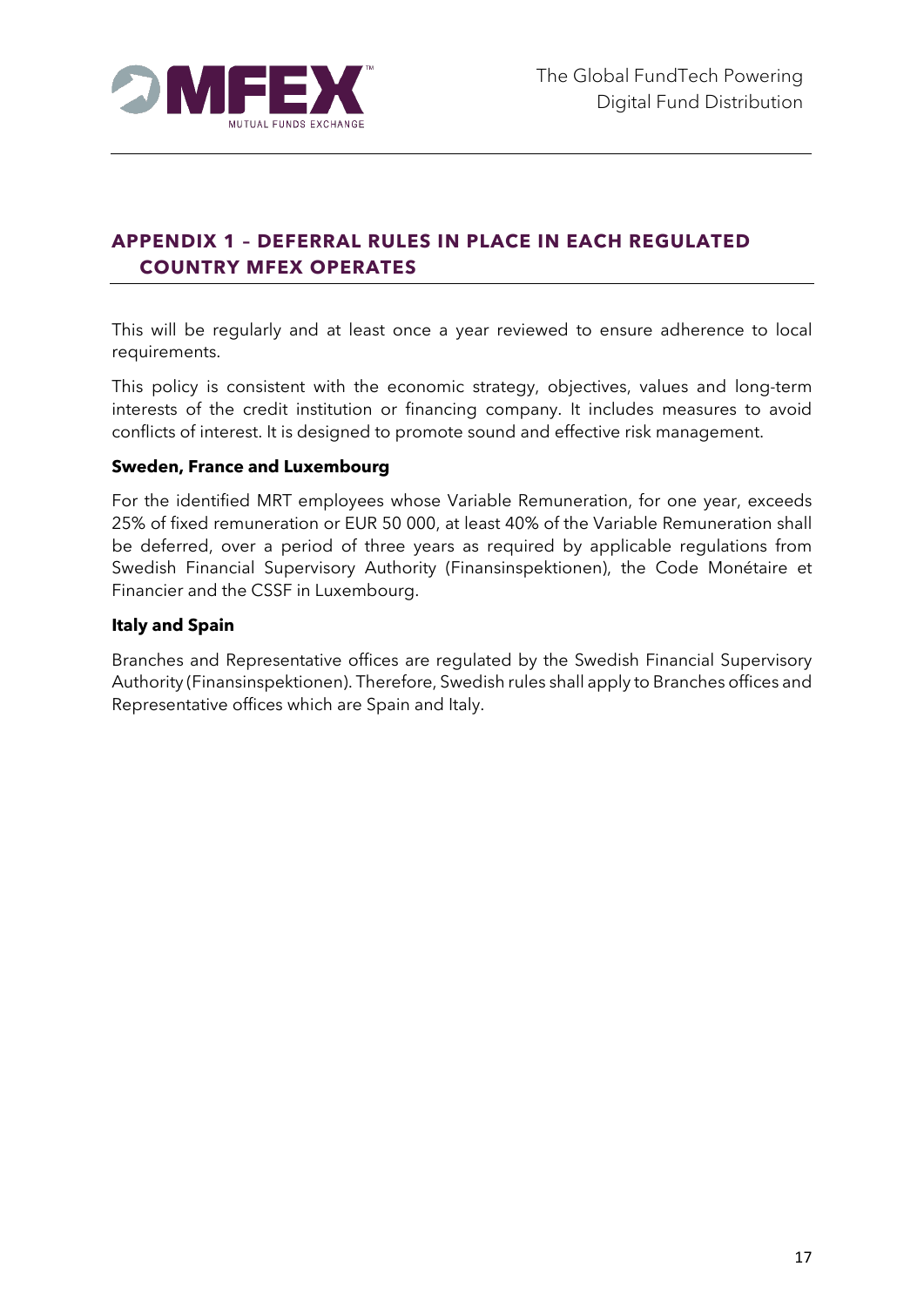## APPENDIX 1 – DEFERRAL RULES IN PLACE IN EACH REGULATED COUNTRY MFEX OPERATES

This will be regularly and at least once a year reviewed to ensure adherence to local requirements.

This policy is consistent with the economic strategy, objectives, values and long-term interests of the credit institution or financing company. It includes measures to avoid conflicts of interest. It is designed to promote sound and effective risk management.

**Sweden, France and Luxembourg**

For the identified MRT employees whose Variable Remuneration, for one year, exceeds 25% of fixed remuneration or EUR 50 000, at least 40% of the Variable Remuneration shall be deferred, over a period of three years as required by applicable regulations from Swedish Financial Supervisory Authority (Finansinspektionen), the Code Monétaire et Financier and the CSSF in Luxembourg.

**Italy and Spain**

Branches and Representative offices are regulated by the Swedish Financial Supervisory Authority (Finansinspektionen). Therefore, Swedish rules shall apply to Branches offices and Representative offices which are Spain and Italy.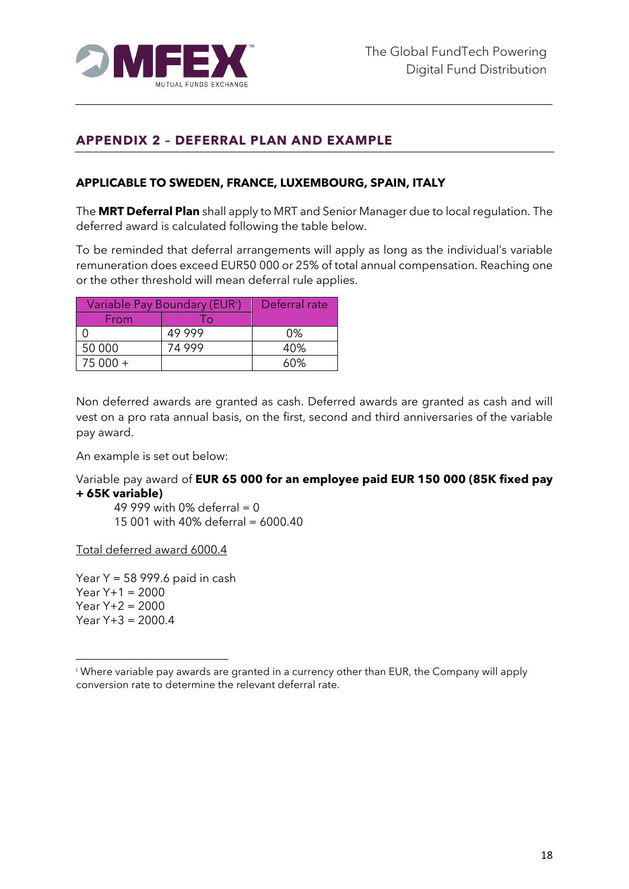## APPENDIX 2 – DEFERRAL PLAN AND EXAMPLE

**APPLICABLE TO SWEDEN, FRANCE, LUXEMBOURG, SPAIN, ITALY**

The **MRT Deferral Plan** shall apply to MRT and Senior Manager due to local regulation. The deferred award is calculated following the table below.

To be reminded that deferral arrangements will apply as long as the individual's variable remuneration does exceed EUR50 000 or 25% of total annual compensation. Reaching one or the other threshold will mean deferral rule applies.

| Variable Pay Boundary (EUR[i]) | | Deferral rate |
|---|---|---|
| From | To | |
| 0 | 49 999 | 0% |
| 50 000 | 74 999 | 40% |
| 75 000 + | | 60% |

Non deferred awards are granted as cash. Deferred awards are granted as cash and will vest on a pro rata annual basis, on the first, second and third anniversaries of the variable pay award.

An example is set out below:

Variable pay award of **EUR 65 000 for an employee paid EUR 150 000 (85K fixed pay + 65K variable)**

49 999 with 0% deferral = 0
15 001 with 40% deferral = 6000.40

<u>Total deferred award 6000.4</u>

Year Y = 58 999.6 paid in cash
Year Y+1 = 2000
Year Y+2 = 2000
Year Y+3 = 2000.4

---

[i] Where variable pay awards are granted in a currency other than EUR, the Company will apply conversion rate to determine the relevant deferral rate.